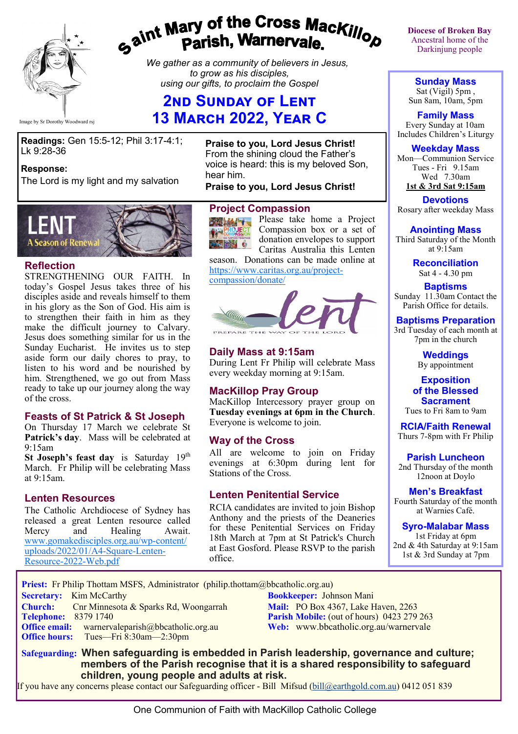Diocese of Broken Bay
Ancestral home of the Darkinjung people

# Saint Mary of the Cross MacKillop Parish, Warnervale.

*We gather as a community of believers in Jesus, to grow as his disciples, using our gifts, to proclaim the Gospel*

Image by Sr Dorothy Woodward rsj

## 2nd Sunday of Lent
## 13 March 2022, Year C

**Readings:** Gen 15:5-12; Phil 3:17-4:1; Lk 9:28-36

**Response:**
The Lord is my light and my salvation

**Praise to you, Lord Jesus Christ!**
From the shining cloud the Father's voice is heard: this is my beloved Son, hear him.
**Praise to you, Lord Jesus Christ!**

LENT
A Season of Renewal

### Reflection

STRENGTHENING OUR FAITH. In today's Gospel Jesus takes three of his disciples aside and reveals himself to them in his glory as the Son of God. His aim is to strengthen their faith in him as they make the difficult journey to Calvary. Jesus does something similar for us in the Sunday Eucharist. He invites us to step aside form our daily chores to pray, to listen to his word and be nourished by him. Strengthened, we go out from Mass ready to take up our journey along the way of the cross.

### Feasts of St Patrick & St Joseph

On Thursday 17 March we celebrate **St Patrick's day**. Mass will be celebrated at 9:15am
**St Joseph's feast day** is Saturday 19th March. Fr Philip will be celebrating Mass at 9:15am.

### Lenten Resources

The Catholic Archdiocese of Sydney has released a great Lenten resource called Mercy and Healing Await. www.gomakedisciples.org.au/wp-content/uploads/2022/01/A4-Square-Lenten-Resource-2022-Web.pdf

### Project Compassion

Please take home a Project Compassion box or a set of donation envelopes to support Caritas Australia this Lenten season. Donations can be made online at https://www.caritas.org.au/project-compassion/donate/

lent
PREPARE THE WAY OF THE LORD

### Daily Mass at 9:15am

During Lent Fr Philip will celebrate Mass every weekday morning at 9:15am.

### MacKillop Pray Group

MacKillop Intercessory prayer group on **Tuesday evenings at 6pm in the Church**. Everyone is welcome to join.

### Way of the Cross

All are welcome to join on Friday evenings at 6:30pm during lent for Stations of the Cross.

### Lenten Penitential Service

RCIA candidates are invited to join Bishop Anthony and the priests of the Deaneries for these Penitential Services on Friday 18th March at 7pm at St Patrick's Church at East Gosford. Please RSVP to the parish office.

---

**Sunday Mass**
Sat (Vigil) 5pm ,
Sun 8am, 10am, 5pm

**Family Mass**
Every Sunday at 10am
Includes Children's Liturgy

**Weekday Mass**
Mon—Communion Service
Tues - Fri 9.15am
Wed 7.30am
**1st & 3rd Sat 9:15am**

**Devotions**
Rosary after weekday Mass

**Anointing Mass**
Third Saturday of the Month at 9:15am

**Reconciliation**
Sat 4 - 4.30 pm

**Baptisms**
Sunday 11.30am Contact the Parish Office for details.

**Baptisms Preparation**
3rd Tuesday of each month at 7pm in the church

**Weddings**
By appointment

**Exposition of the Blessed Sacrament**
Tues to Fri 8am to 9am

**RCIA/Faith Renewal**
Thurs 7-8pm with Fr Philip

**Parish Luncheon**
2nd Thursday of the month 12noon at Doylo

**Men's Breakfast**
Fourth Saturday of the month at Warnies Café.

**Syro-Malabar Mass**
1st Friday at 6pm
2nd & 4th Saturday at 9:15am
1st & 3rd Sunday at 7pm

---

**Priest:** Fr Philip Thottam MSFS, Administrator (philip.thottam@bbcatholic.org.au)
**Secretary:** Kim McCarthy
**Church:** Cnr Minnesota & Sparks Rd, Woongarrah
**Telephone:** 8379 1740
**Office email:** warnervaleparish@bbcatholic.org.au
**Office hours:** Tues—Fri 8:30am—2:30pm
**Bookkeeper:** Johnson Mani
**Mail:** PO Box 4367, Lake Haven, 2263
**Parish Mobile:** (out of hours) 0423 279 263
**Web:** www.bbcatholic.org.au/warnervale

**Safeguarding: When safeguarding is embedded in Parish leadership, governance and culture; members of the Parish recognise that it is a shared responsibility to safeguard children, young people and adults at risk.**
If you have any concerns please contact our Safeguarding officer - Bill Mifsud (bill@earthgold.com.au) 0412 051 839

One Communion of Faith with MacKillop Catholic College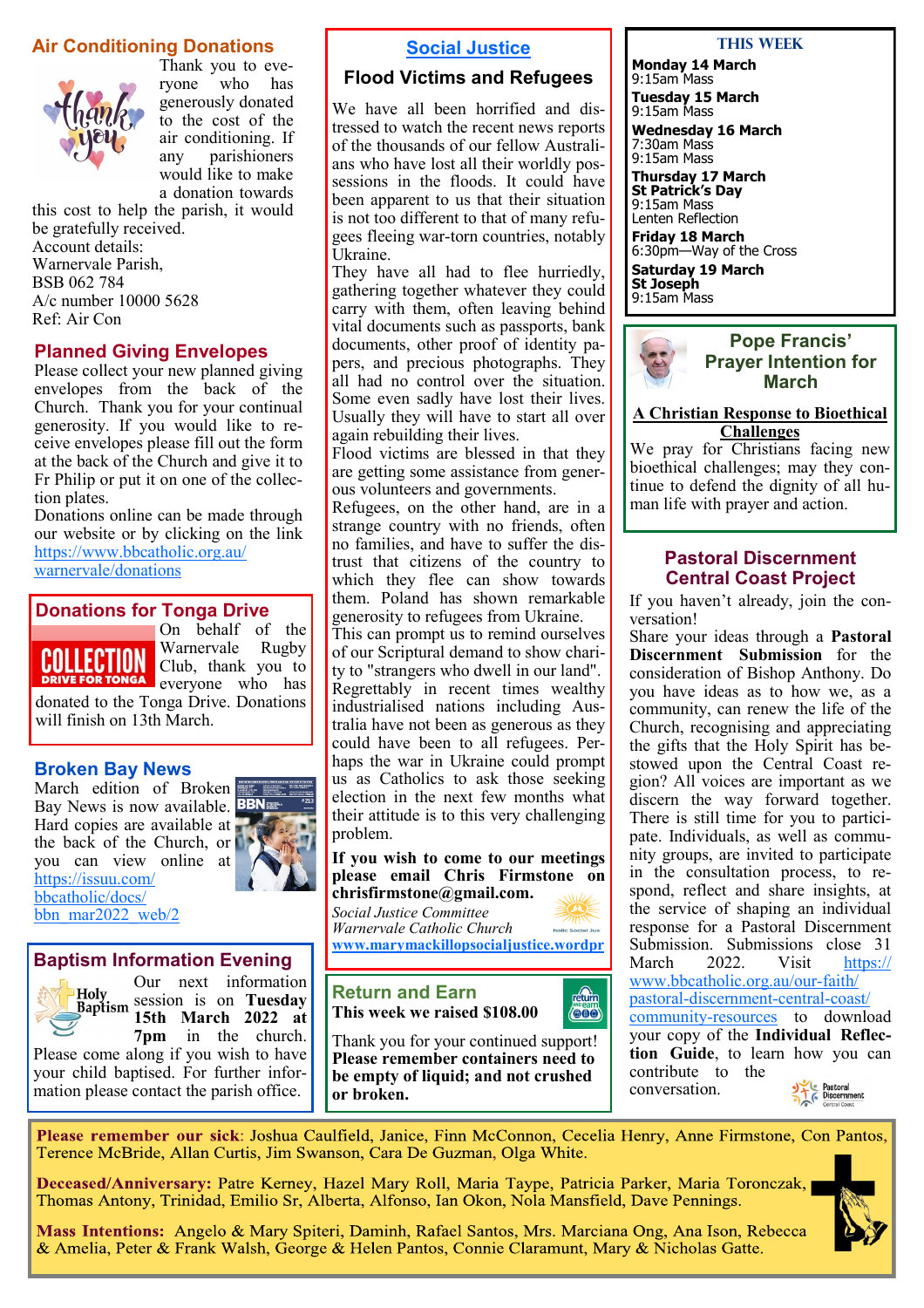## Air Conditioning Donations

Thank you to everyone who has generously donated to the cost of the air conditioning. If any parishioners would like to make a donation towards this cost to help the parish, it would be gratefully received.
Account details:
Warnervale Parish,
BSB 062 784
A/c number 10000 5628
Ref: Air Con

## Planned Giving Envelopes

Please collect your new planned giving envelopes from the back of the Church. Thank you for your continual generosity. If you would like to receive envelopes please fill out the form at the back of the Church and give it to Fr Philip or put it on one of the collection plates.
Donations online can be made through our website or by clicking on the link https://www.bbcatholic.org.au/warnervale/donations

## Donations for Tonga Drive

COLLECTION DRIVE FOR TONGA

On behalf of the Warnervale Rugby Club, thank you to everyone who has donated to the Tonga Drive. Donations will finish on 13th March.

## Broken Bay News

March edition of Broken Bay News is now available. Hard copies are available at the back of the Church, or you can view online at https://issuu.com/bbcatholic/docs/bbn_mar2022_web/2

## Baptism Information Evening

Our next information session is on **Tuesday 15th March 2022 at 7pm** in the church. Please come along if you wish to have your child baptised. For further information please contact the parish office.

## Social Justice

### Flood Victims and Refugees

We have all been horrified and distressed to watch the recent news reports of the thousands of our fellow Australians who have lost all their worldly possessions in the floods. It could have been apparent to us that their situation is not too different to that of many refugees fleeing war-torn countries, notably Ukraine.
They have all had to flee hurriedly, gathering together whatever they could carry with them, often leaving behind vital documents such as passports, bank documents, other proof of identity papers, and precious photographs. They all had no control over the situation. Some even sadly have lost their lives. Usually they will have to start all over again rebuilding their lives.
Flood victims are blessed in that they are getting some assistance from generous volunteers and governments.
Refugees, on the other hand, are in a strange country with no friends, often no families, and have to suffer the distrust that citizens of the country to which they flee can show towards them. Poland has shown remarkable generosity to refugees from Ukraine.
This can prompt us to remind ourselves of our Scriptural demand to show charity to "strangers who dwell in our land". Regrettably in recent times wealthy industrialised nations including Australia have not been as generous as they could have been to all refugees. Perhaps the war in Ukraine could prompt us as Catholics to ask those seeking election in the next few months what their attitude is to this very challenging problem.

**If you wish to come to our meetings please email Chris Firmstone on chrisfirmstone@gmail.com.**

*Social Justice Committee*
*Warnervale Catholic Church*
**www.marymackillopsocialjustice.wordpr**

## Return and Earn

**This week we raised $108.00**

Thank you for your continued support!
**Please remember containers need to be empty of liquid; and not crushed or broken.**

## THIS WEEK

**Monday 14 March**
9:15am Mass

**Tuesday 15 March**
9:15am Mass

**Wednesday 16 March**
7:30am Mass
9:15am Mass

**Thursday 17 March**
**St Patrick's Day**
9:15am Mass
Lenten Reflection

**Friday 18 March**
6:30pm—Way of the Cross

**Saturday 19 March**
**St Joseph**
9:15am Mass

## Pope Francis' Prayer Intention for March

**A Christian Response to Bioethical Challenges**

We pray for Christians facing new bioethical challenges; may they continue to defend the dignity of all human life with prayer and action.

## Pastoral Discernment Central Coast Project

If you haven't already, join the conversation!
Share your ideas through a **Pastoral Discernment Submission** for the consideration of Bishop Anthony. Do you have ideas as to how we, as a community, can renew the life of the Church, recognising and appreciating the gifts that the Holy Spirit has bestowed upon the Central Coast region? All voices are important as we discern the way forward together. There is still time for you to participate. Individuals, as well as community groups, are invited to participate in the consultation process, to respond, reflect and share insights, at the service of shaping an individual response for a Pastoral Discernment Submission. Submissions close 31 March 2022. Visit https://www.bbcatholic.org.au/our-faith/pastoral-discernment-central-coast/community-resources to download your copy of the **Individual Reflection Guide**, to learn how you can contribute to the conversation.

**Please remember our sick**: Joshua Caulfield, Janice, Finn McConnon, Cecelia Henry, Anne Firmstone, Con Pantos, Terence McBride, Allan Curtis, Jim Swanson, Cara De Guzman, Olga White.

**Deceased/Anniversary:** Patre Kerney, Hazel Mary Roll, Maria Taype, Patricia Parker, Maria Toronczak, Thomas Antony, Trinidad, Emilio Sr, Alberta, Alfonso, Ian Okon, Nola Mansfield, Dave Pennings.

**Mass Intentions:** Angelo & Mary Spiteri, Daminh, Rafael Santos, Mrs. Marciana Ong, Ana Ison, Rebecca & Amelia, Peter & Frank Walsh, George & Helen Pantos, Connie Claramunt, Mary & Nicholas Gatte.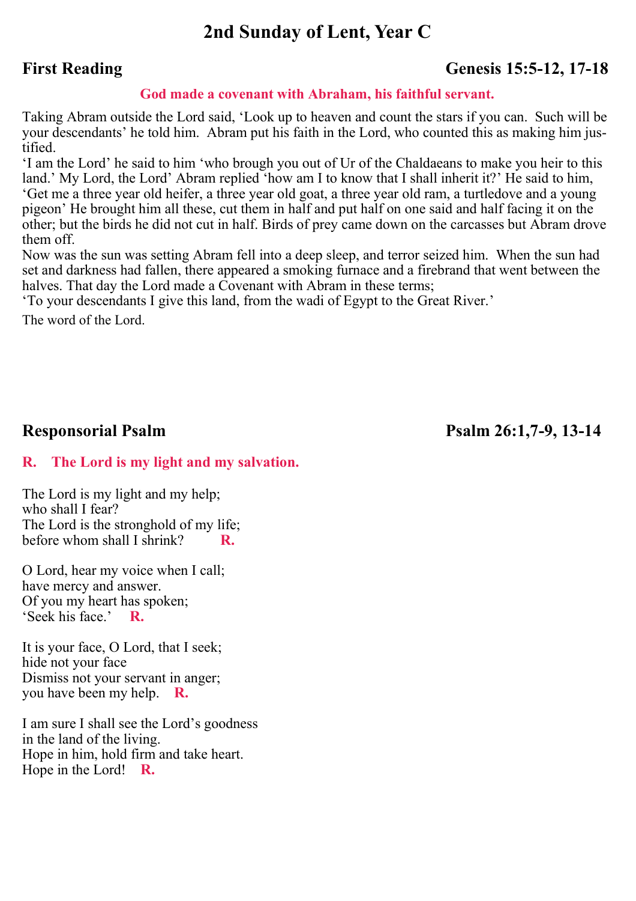# 2nd Sunday of Lent, Year C

## First Reading — Genesis 15:5-12, 17-18

**God made a covenant with Abraham, his faithful servant.**

Taking Abram outside the Lord said, ‘Look up to heaven and count the stars if you can. Such will be your descendants’ he told him. Abram put his faith in the Lord, who counted this as making him justified.

‘I am the Lord’ he said to him ‘who brough you out of Ur of the Chaldaeans to make you heir to this land.’ My Lord, the Lord’ Abram replied ‘how am I to know that I shall inherit it?’ He said to him, ‘Get me a three year old heifer, a three year old goat, a three year old ram, a turtledove and a young pigeon’ He brought him all these, cut them in half and put half on one said and half facing it on the other; but the birds he did not cut in half. Birds of prey came down on the carcasses but Abram drove them off.

Now was the sun was setting Abram fell into a deep sleep, and terror seized him. When the sun had set and darkness had fallen, there appeared a smoking furnace and a firebrand that went between the halves. That day the Lord made a Covenant with Abram in these terms;

‘To your descendants I give this land, from the wadi of Egypt to the Great River.’

The word of the Lord.

## Responsorial Psalm — Psalm 26:1,7-9, 13-14

**R. The Lord is my light and my salvation.**

The Lord is my light and my help;
who shall I fear?
The Lord is the stronghold of my life;
before whom shall I shrink? **R.**

O Lord, hear my voice when I call;
have mercy and answer.
Of you my heart has spoken;
‘Seek his face.’ **R.**

It is your face, O Lord, that I seek;
hide not your face
Dismiss not your servant in anger;
you have been my help. **R.**

I am sure I shall see the Lord’s goodness
in the land of the living.
Hope in him, hold firm and take heart.
Hope in the Lord! **R.**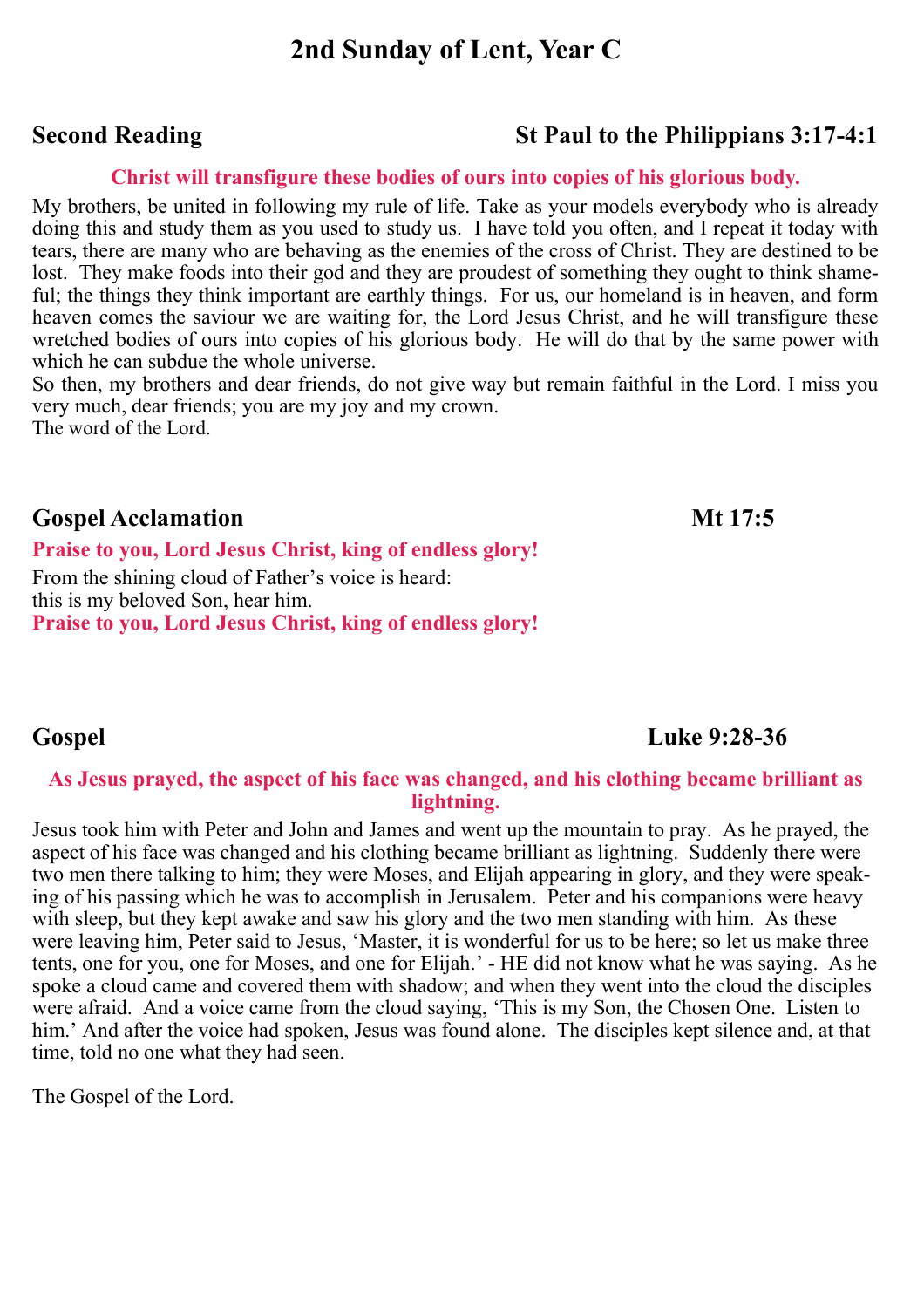# 2nd Sunday of Lent, Year C

## Second Reading — St Paul to the Philippians 3:17-4:1

**Christ will transfigure these bodies of ours into copies of his glorious body.**

My brothers, be united in following my rule of life. Take as your models everybody who is already doing this and study them as you used to study us. I have told you often, and I repeat it today with tears, there are many who are behaving as the enemies of the cross of Christ. They are destined to be lost. They make foods into their god and they are proudest of something they ought to think shameful; the things they think important are earthly things. For us, our homeland is in heaven, and form heaven comes the saviour we are waiting for, the Lord Jesus Christ, and he will transfigure these wretched bodies of ours into copies of his glorious body. He will do that by the same power with which he can subdue the whole universe.

So then, my brothers and dear friends, do not give way but remain faithful in the Lord. I miss you very much, dear friends; you are my joy and my crown.

The word of the Lord.

## Gospel Acclamation — Mt 17:5

**Praise to you, Lord Jesus Christ, king of endless glory!**

From the shining cloud of Father's voice is heard:
this is my beloved Son, hear him.

**Praise to you, Lord Jesus Christ, king of endless glory!**

## Gospel — Luke 9:28-36

**As Jesus prayed, the aspect of his face was changed, and his clothing became brilliant as lightning.**

Jesus took him with Peter and John and James and went up the mountain to pray. As he prayed, the aspect of his face was changed and his clothing became brilliant as lightning. Suddenly there were two men there talking to him; they were Moses, and Elijah appearing in glory, and they were speaking of his passing which he was to accomplish in Jerusalem. Peter and his companions were heavy with sleep, but they kept awake and saw his glory and the two men standing with him. As these were leaving him, Peter said to Jesus, 'Master, it is wonderful for us to be here; so let us make three tents, one for you, one for Moses, and one for Elijah.' - HE did not know what he was saying. As he spoke a cloud came and covered them with shadow; and when they went into the cloud the disciples were afraid. And a voice came from the cloud saying, 'This is my Son, the Chosen One. Listen to him.' And after the voice had spoken, Jesus was found alone. The disciples kept silence and, at that time, told no one what they had seen.

The Gospel of the Lord.